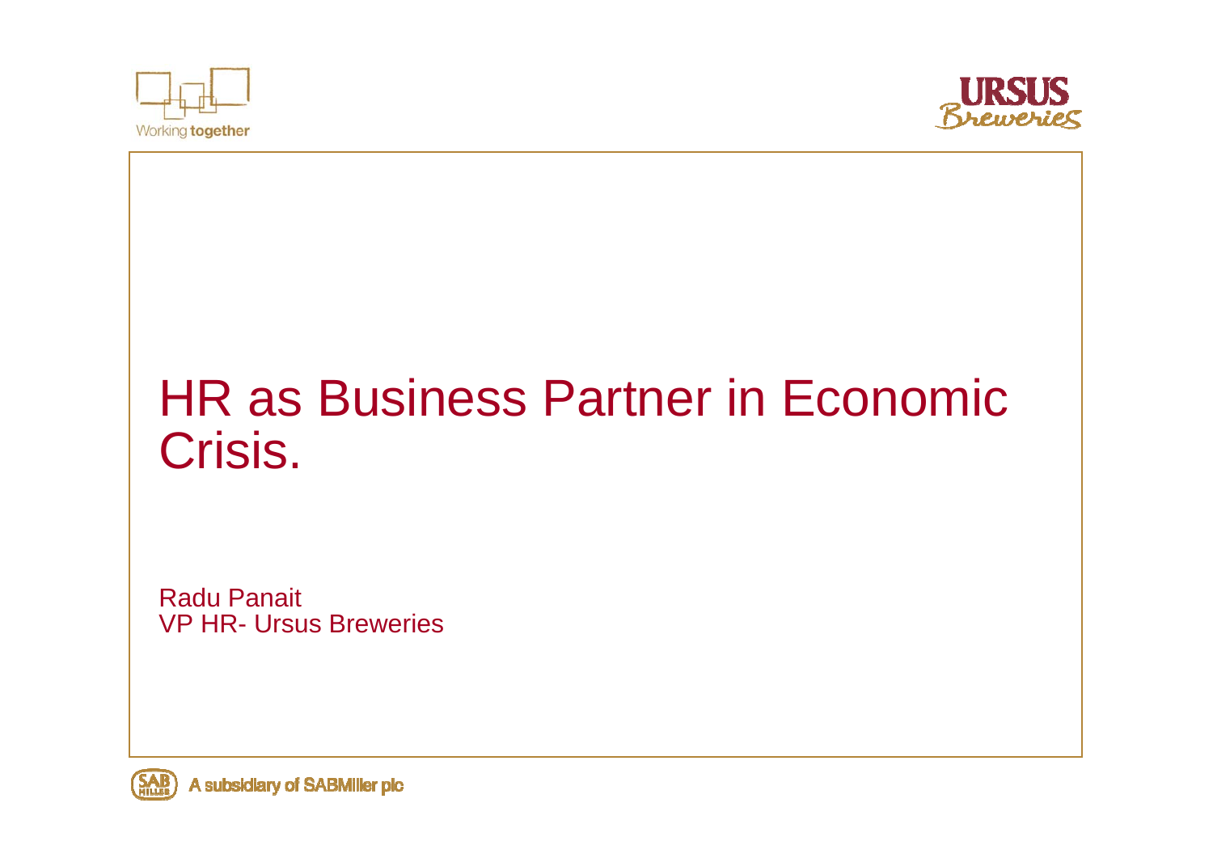Working together

URSUS Breweries

# HR as Business Partner in Economic Crisis.

Radu Panait
VP HR- Ursus Breweries

A subsidiary of SABMiller plc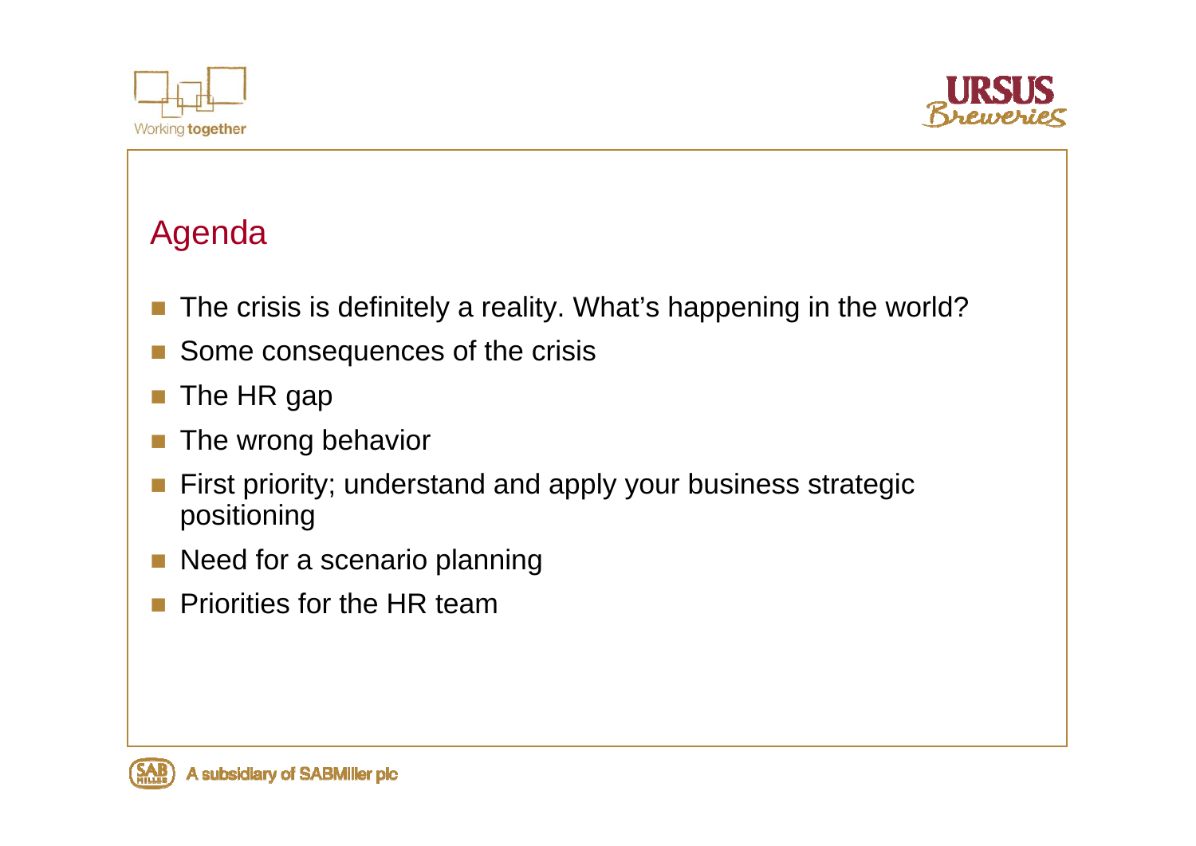## Agenda

- The crisis is definitely a reality. What's happening in the world?
- Some consequences of the crisis
- The HR gap
- The wrong behavior
- First priority; understand and apply your business strategic positioning
- Need for a scenario planning
- Priorities for the HR team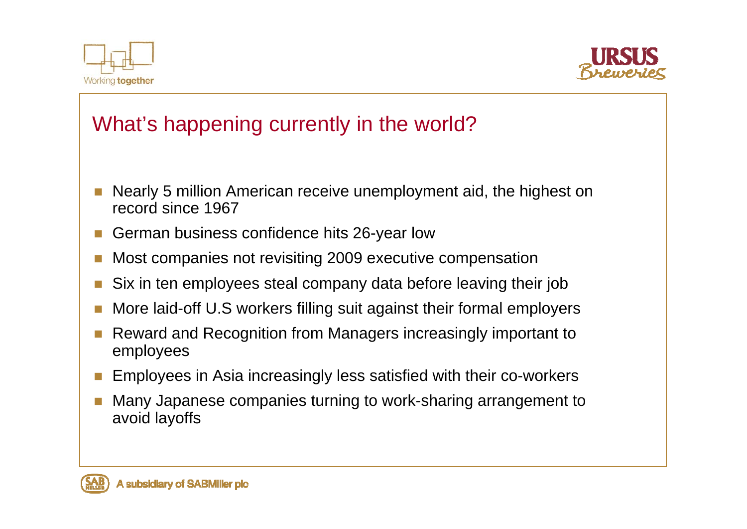# What's happening currently in the world?

- Nearly 5 million American receive unemployment aid, the highest on record since 1967
- German business confidence hits 26-year low
- Most companies not revisiting 2009 executive compensation
- Six in ten employees steal company data before leaving their job
- More laid-off U.S workers filling suit against their formal employers
- Reward and Recognition from Managers increasingly important to employees
- Employees in Asia increasingly less satisfied with their co-workers
- Many Japanese companies turning to work-sharing arrangement to avoid layoffs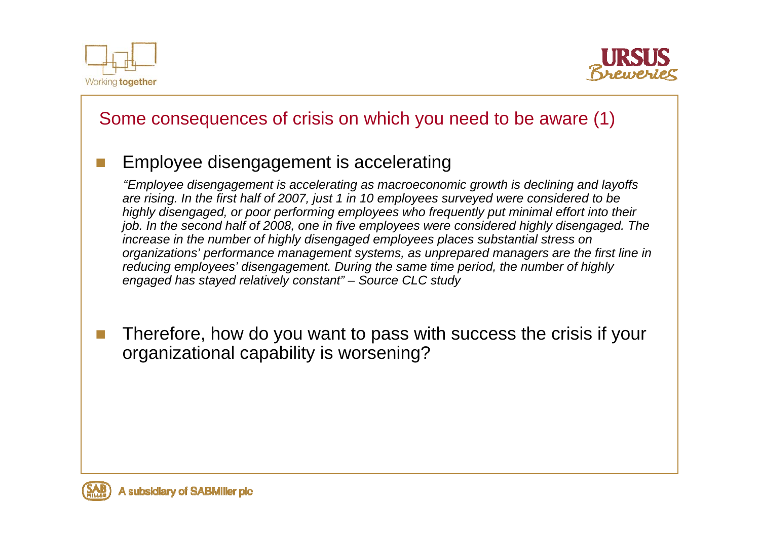## Some consequences of crisis on which you need to be aware (1)

- Employee disengagement is accelerating

  *"Employee disengagement is accelerating as macroeconomic growth is declining and layoffs are rising. In the first half of 2007, just 1 in 10 employees surveyed were considered to be highly disengaged, or poor performing employees who frequently put minimal effort into their job. In the second half of 2008, one in five employees were considered highly disengaged. The increase in the number of highly disengaged employees places substantial stress on organizations' performance management systems, as unprepared managers are the first line in reducing employees' disengagement. During the same time period, the number of highly engaged has stayed relatively constant" – Source CLC study*

- Therefore, how do you want to pass with success the crisis if your organizational capability is worsening?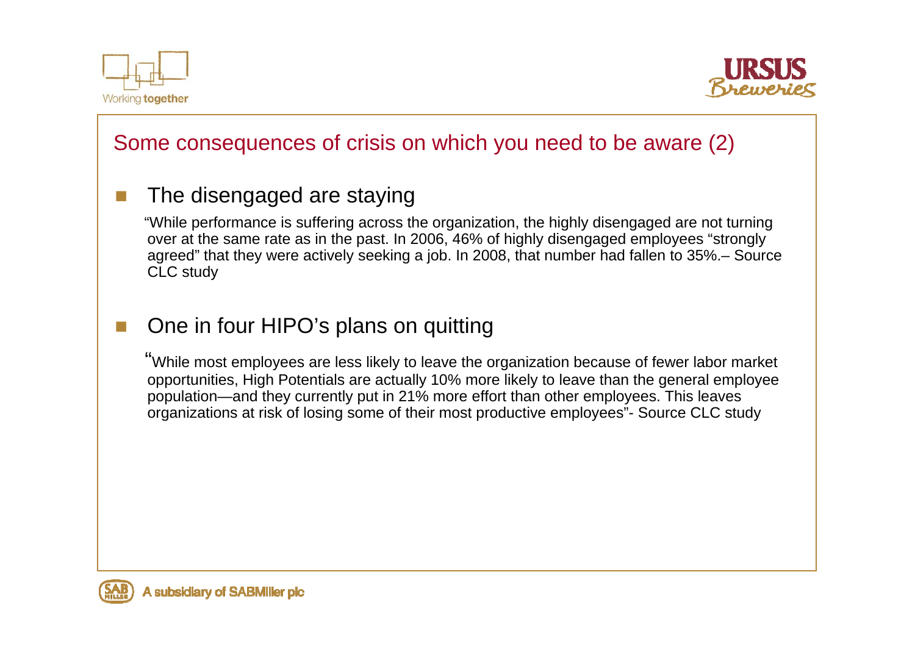## Some consequences of crisis on which you need to be aware (2)

- The disengaged are staying

  "While performance is suffering across the organization, the highly disengaged are not turning over at the same rate as in the past. In 2006, 46% of highly disengaged employees "strongly agreed" that they were actively seeking a job. In 2008, that number had fallen to 35%.– Source CLC study

- One in four HIPO's plans on quitting

  "While most employees are less likely to leave the organization because of fewer labor market opportunities, High Potentials are actually 10% more likely to leave than the general employee population—and they currently put in 21% more effort than other employees. This leaves organizations at risk of losing some of their most productive employees"- Source CLC study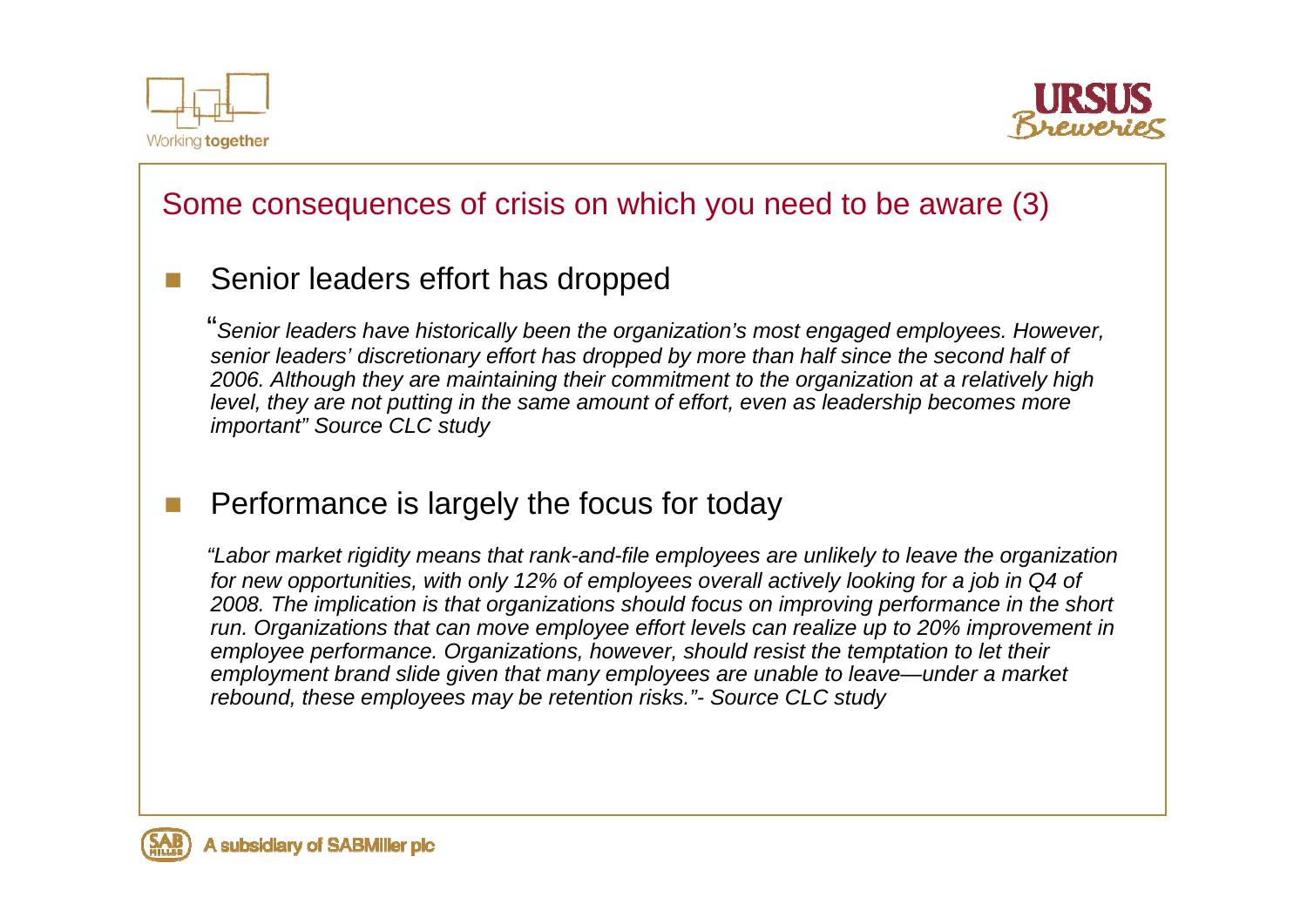## Some consequences of crisis on which you need to be aware (3)

- Senior leaders effort has dropped

*"Senior leaders have historically been the organization's most engaged employees. However, senior leaders' discretionary effort has dropped by more than half since the second half of 2006. Although they are maintaining their commitment to the organization at a relatively high level, they are not putting in the same amount of effort, even as leadership becomes more important" Source CLC study*

- Performance is largely the focus for today

*"Labor market rigidity means that rank-and-file employees are unlikely to leave the organization for new opportunities, with only 12% of employees overall actively looking for a job in Q4 of 2008. The implication is that organizations should focus on improving performance in the short run. Organizations that can move employee effort levels can realize up to 20% improvement in employee performance. Organizations, however, should resist the temptation to let their employment brand slide given that many employees are unable to leave—under a market rebound, these employees may be retention risks."- Source CLC study*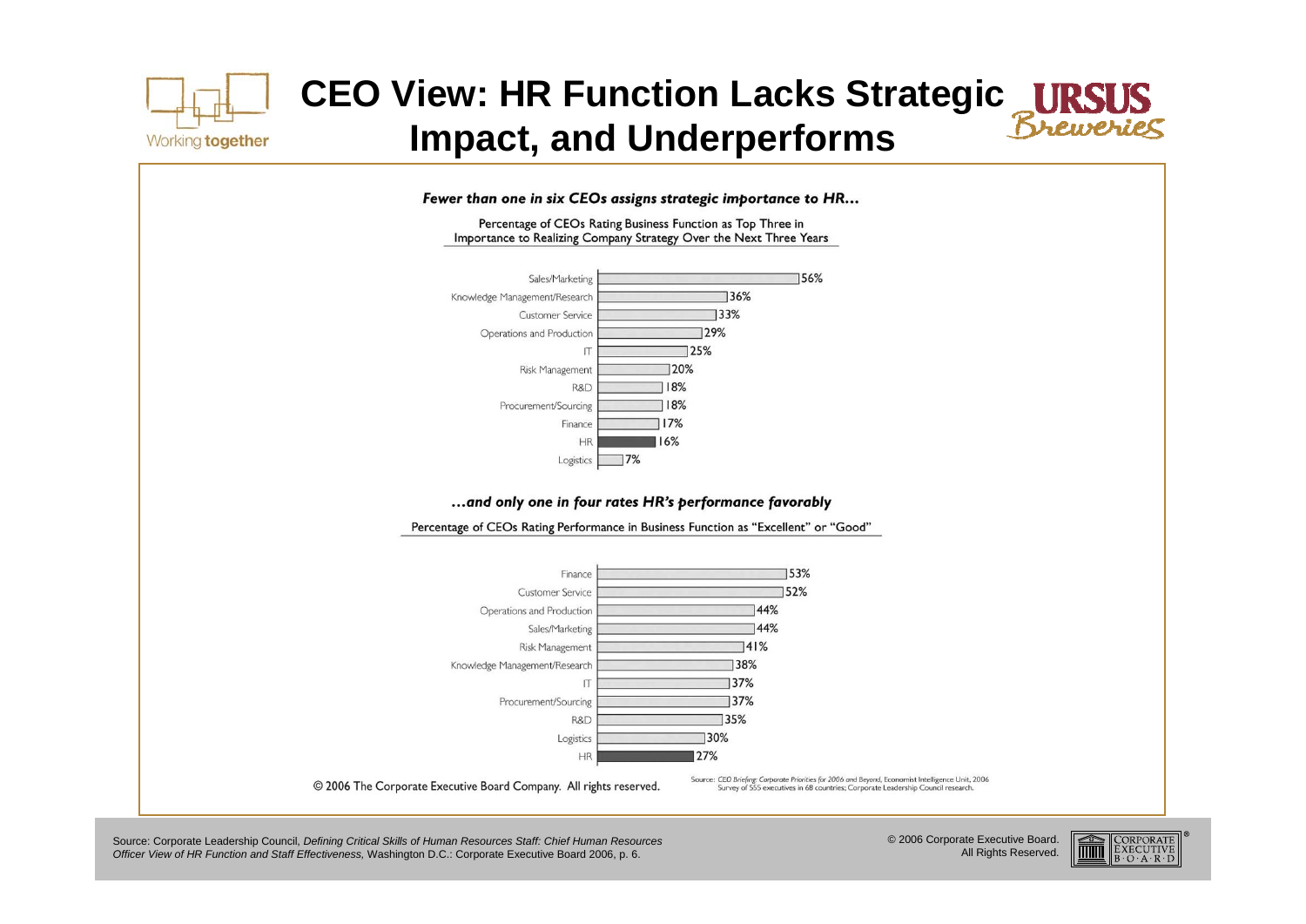# CEO View: HR Function Lacks Strategic Impact, and Underperforms

***Fewer than one in six CEOs assigns strategic importance to HR…***

Percentage of CEOs Rating Business Function as Top Three in Importance to Realizing Company Strategy Over the Next Three Years

| Business Function | Percentage |
| --- | --- |
| Sales/Marketing | 56% |
| Knowledge Management/Research | 36% |
| Customer Service | 33% |
| Operations and Production | 29% |
| IT | 25% |
| Risk Management | 20% |
| R&D | 18% |
| Procurement/Sourcing | 18% |
| Finance | 17% |
| HR | 16% |
| Logistics | 7% |

***…and only one in four rates HR's performance favorably***

Percentage of CEOs Rating Performance in Business Function as "Excellent" or "Good"

| Business Function | Percentage |
| --- | --- |
| Finance | 53% |
| Customer Service | 52% |
| Operations and Production | 44% |
| Sales/Marketing | 44% |
| Risk Management | 41% |
| Knowledge Management/Research | 38% |
| IT | 37% |
| Procurement/Sourcing | 37% |
| R&D | 35% |
| Logistics | 30% |
| HR | 27% |

© 2006 The Corporate Executive Board Company. All rights reserved.

Source: *CEO Briefing: Corporate Priorities for 2006 and Beyond*, Economist Intelligence Unit, 2006 Survey of 555 executives in 68 countries; Corporate Leadership Council research.

Source: Corporate Leadership Council, *Defining Critical Skills of Human Resources Staff: Chief Human Resources Officer View of HR Function and Staff Effectiveness,* Washington D.C.: Corporate Executive Board 2006, p. 6.

© 2006 Corporate Executive Board. All Rights Reserved.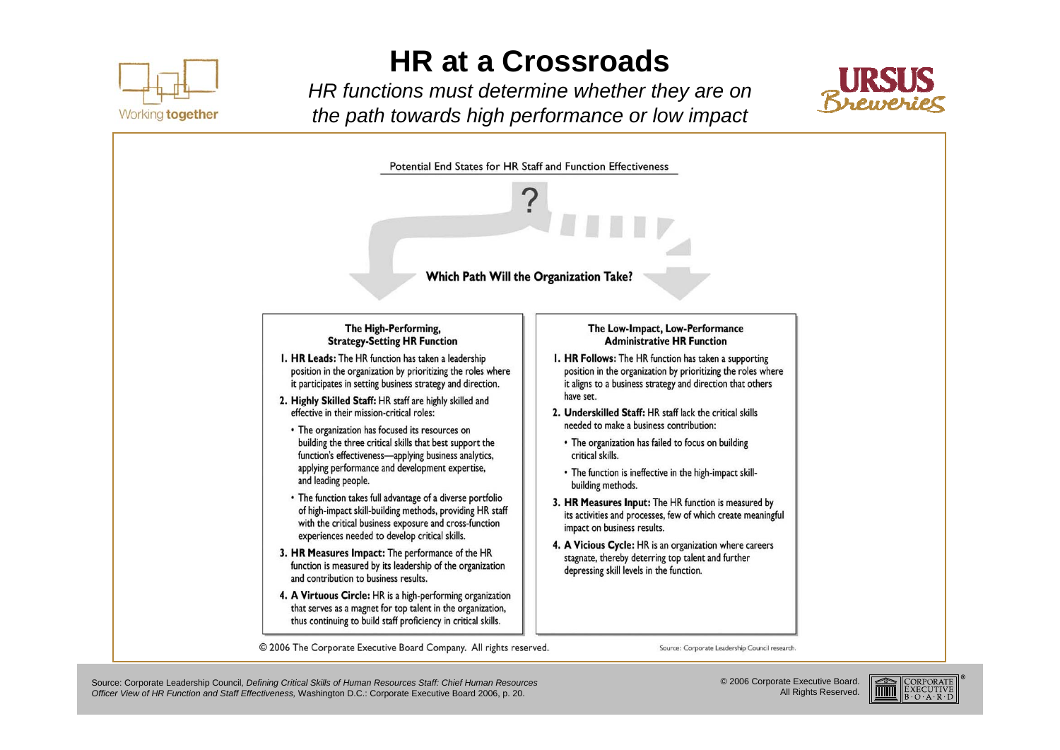# HR at a Crossroads

*HR functions must determine whether they are on the path towards high performance or low impact*

Potential End States for HR Staff and Function Effectiveness

?

**Which Path Will the Organization Take?**

### The High-Performing, Strategy-Setting HR Function

1. **HR Leads:** The HR function has taken a leadership position in the organization by prioritizing the roles where it participates in setting business strategy and direction.
2. **Highly Skilled Staff:** HR staff are highly skilled and effective in their mission-critical roles:
   - The organization has focused its resources on building the three critical skills that best support the function's effectiveness—applying business analytics, applying performance and development expertise, and leading people.
   - The function takes full advantage of a diverse portfolio of high-impact skill-building methods, providing HR staff with the critical business exposure and cross-function experiences needed to develop critical skills.
3. **HR Measures Impact:** The performance of the HR function is measured by its leadership of the organization and contribution to business results.
4. **A Virtuous Circle:** HR is a high-performing organization that serves as a magnet for top talent in the organization, thus continuing to build staff proficiency in critical skills.

### The Low-Impact, Low-Performance Administrative HR Function

1. **HR Follows:** The HR function has taken a supporting position in the organization by prioritizing the roles where it aligns to a business strategy and direction that others have set.
2. **Underskilled Staff:** HR staff lack the critical skills needed to make a business contribution:
   - The organization has failed to focus on building critical skills.
   - The function is ineffective in the high-impact skill-building methods.
3. **HR Measures Input:** The HR function is measured by its activities and processes, few of which create meaningful impact on business results.
4. **A Vicious Cycle:** HR is an organization where careers stagnate, thereby deterring top talent and further depressing skill levels in the function.

© 2006 The Corporate Executive Board Company. All rights reserved.

Source: Corporate Leadership Council research.

Source: Corporate Leadership Council, *Defining Critical Skills of Human Resources Staff: Chief Human Resources Officer View of HR Function and Staff Effectiveness,* Washington D.C.: Corporate Executive Board 2006, p. 20.

© 2006 Corporate Executive Board. All Rights Reserved.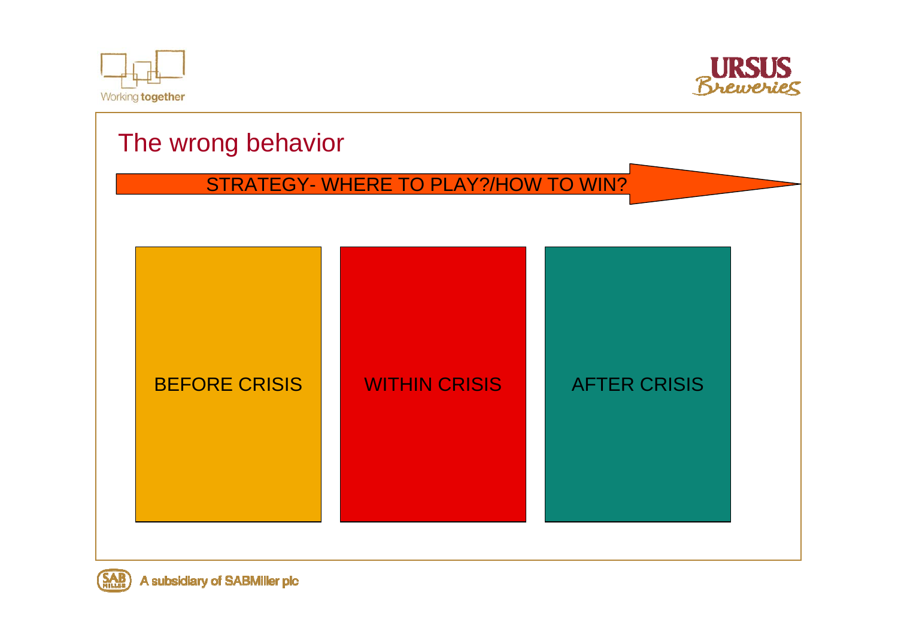## The wrong behavior

STRATEGY- WHERE TO PLAY?/HOW TO WIN?

BEFORE CRISIS

WITHIN CRISIS

AFTER CRISIS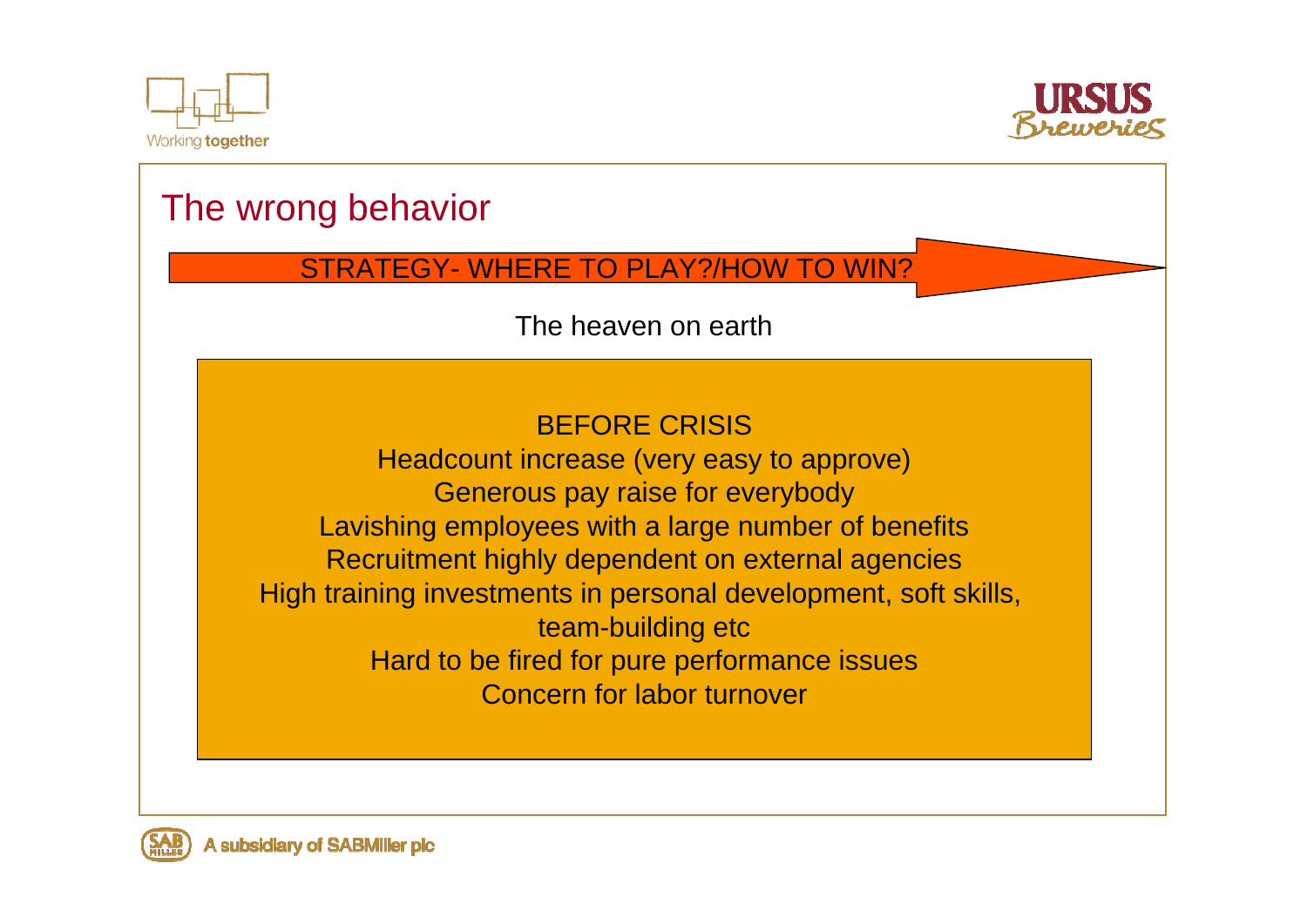## The wrong behavior

STRATEGY- WHERE TO PLAY?/HOW TO WIN?

The heaven on earth

BEFORE CRISIS

Headcount increase (very easy to approve)

Generous pay raise for everybody

Lavishing employees with a large number of benefits

Recruitment highly dependent on external agencies

High training investments in personal development, soft skills, team-building etc

Hard to be fired for pure performance issues

Concern for labor turnover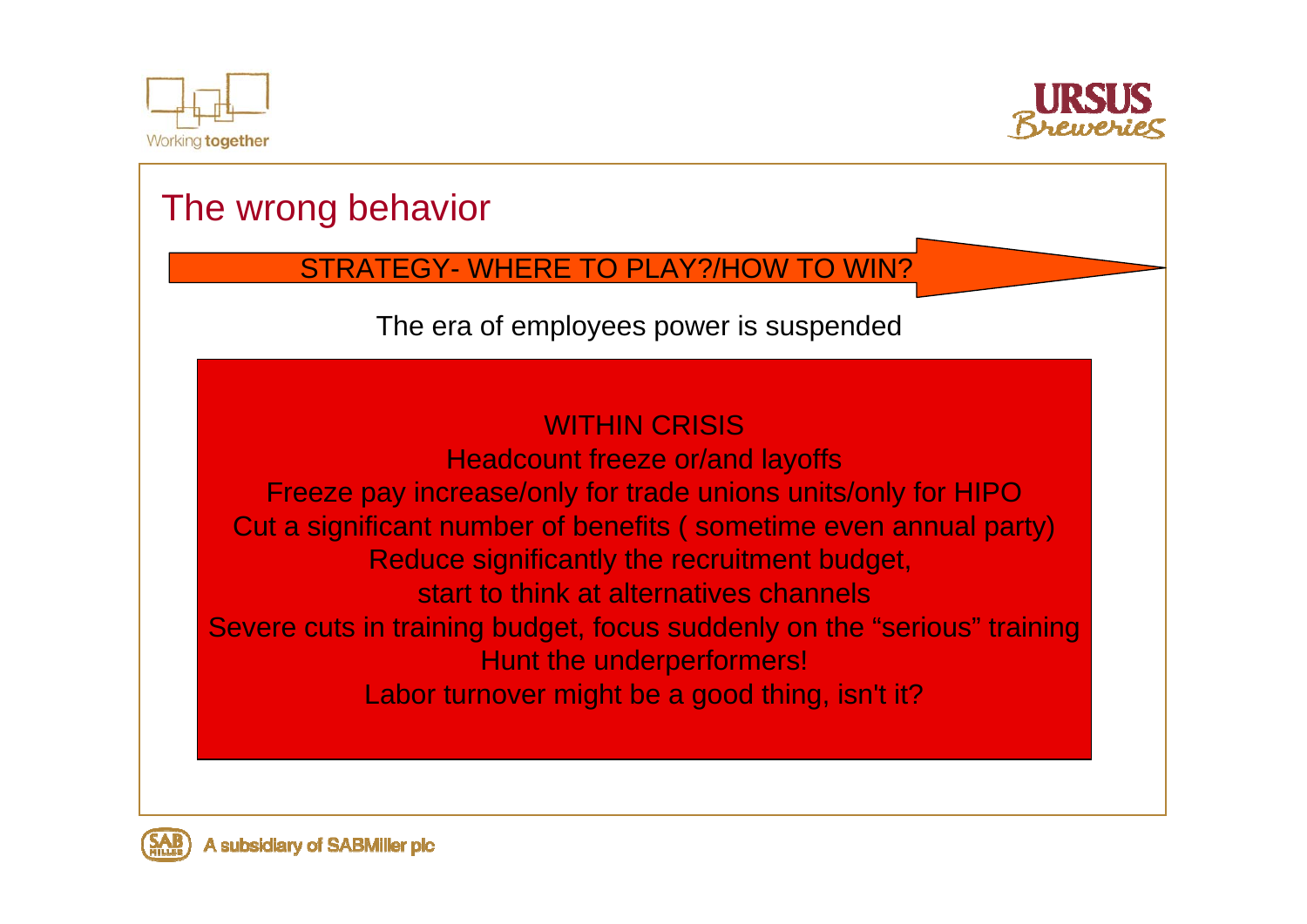# The wrong behavior

**STRATEGY- WHERE TO PLAY?/HOW TO WIN?**

The era of employees power is suspended

WITHIN CRISIS

Headcount freeze or/and layoffs

Freeze pay increase/only for trade unions units/only for HIPO

Cut a significant number of benefits ( sometime even annual party)

Reduce significantly the recruitment budget,

start to think at alternatives channels

Severe cuts in training budget, focus suddenly on the “serious” training

Hunt the underperformers!

Labor turnover might be a good thing, isn't it?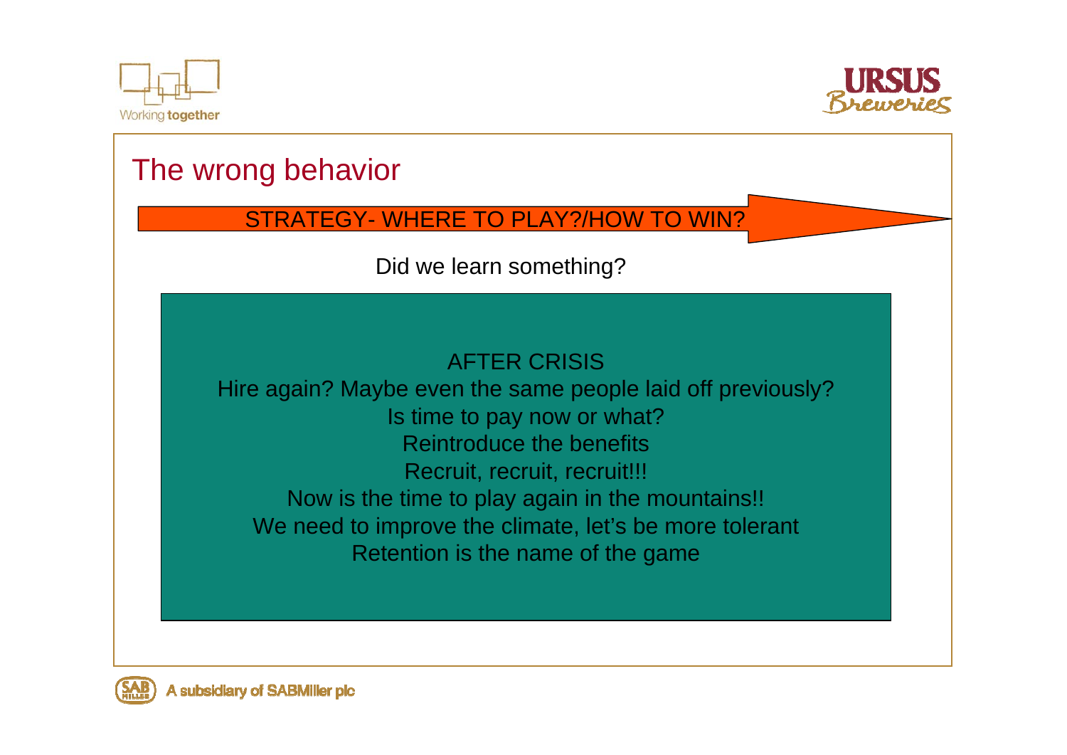# The wrong behavior

STRATEGY- WHERE TO PLAY?/HOW TO WIN?

Did we learn something?

AFTER CRISIS

Hire again? Maybe even the same people laid off previously?

Is time to pay now or what?

Reintroduce the benefits

Recruit, recruit, recruit!!!

Now is the time to play again in the mountains!!

We need to improve the climate, let's be more tolerant

Retention is the name of the game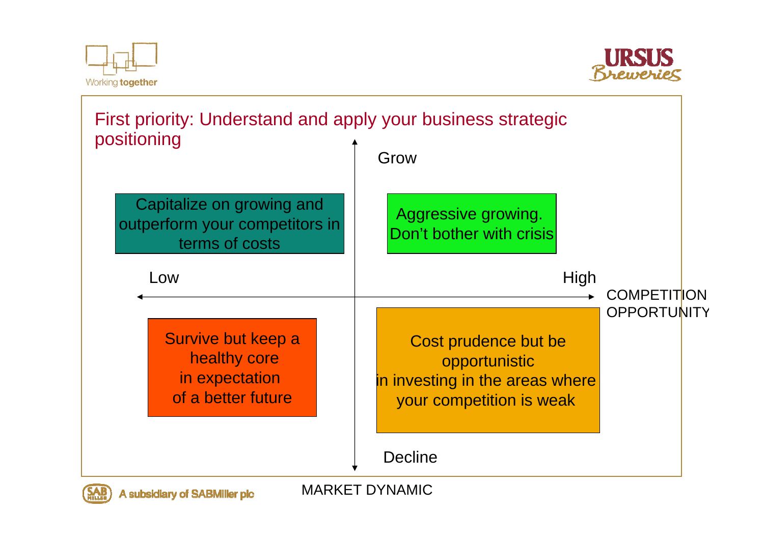## First priority: Understand and apply your business strategic positioning

**Vertical axis – MARKET DYNAMIC:** Grow (top) / Decline (bottom)

**Horizontal axis – COMPETITION OPPORTUNITY:** Low (left) / High (right)

| | Low competition opportunity | High competition opportunity |
|---|---|---|
| **Grow** | Capitalize on growing and outperform your competitors in terms of costs | Aggressive growing. Don't bother with crisis |
| **Decline** | Survive but keep a healthy core in expectation of a better future | Cost prudence but be opportunistic in investing in the areas where your competition is weak |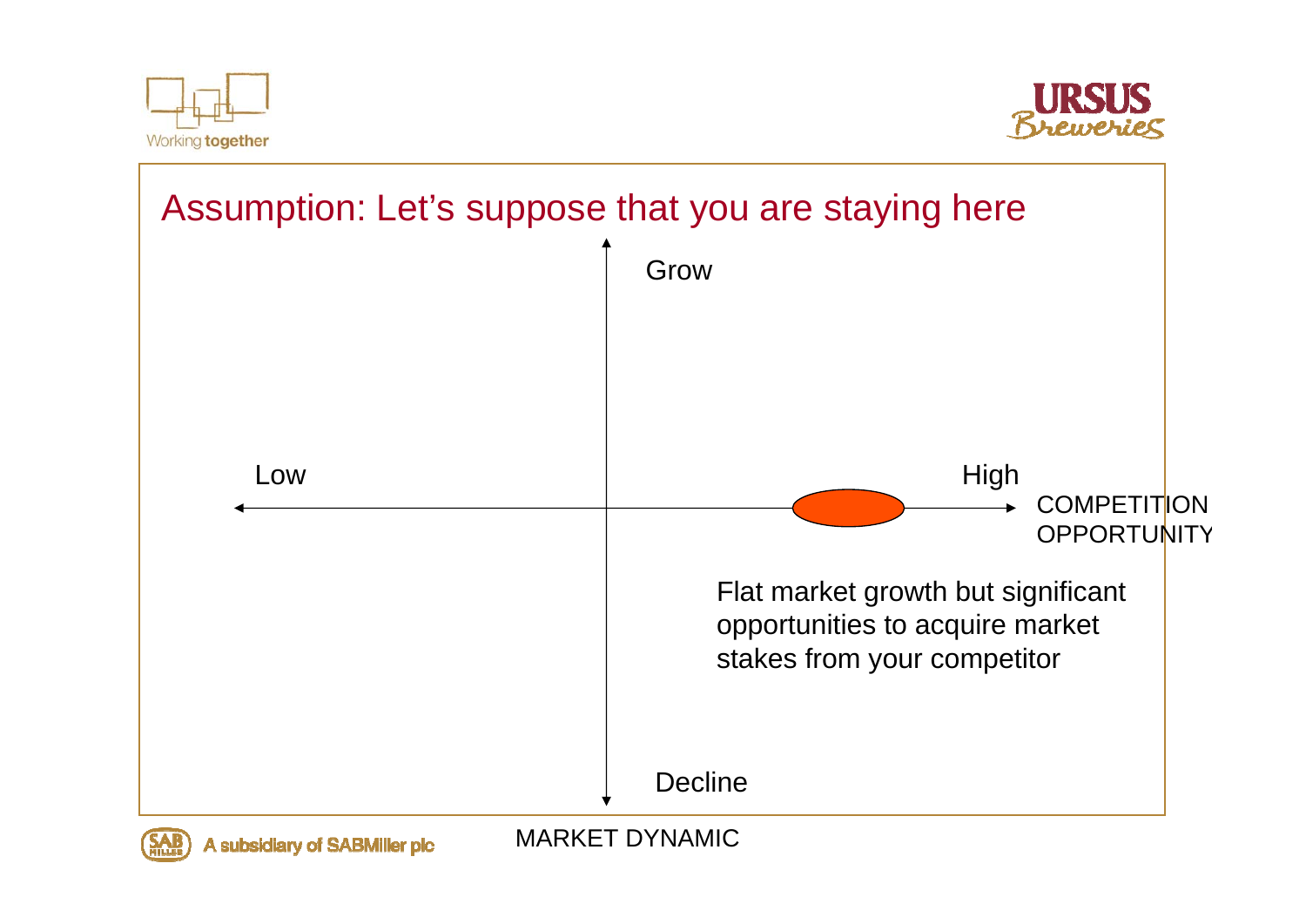# Assumption: Let's suppose that you are staying here

Grow

Low

High

COMPETITION OPPORTUNITY

Flat market growth but significant opportunities to acquire market stakes from your competitor

Decline

MARKET DYNAMIC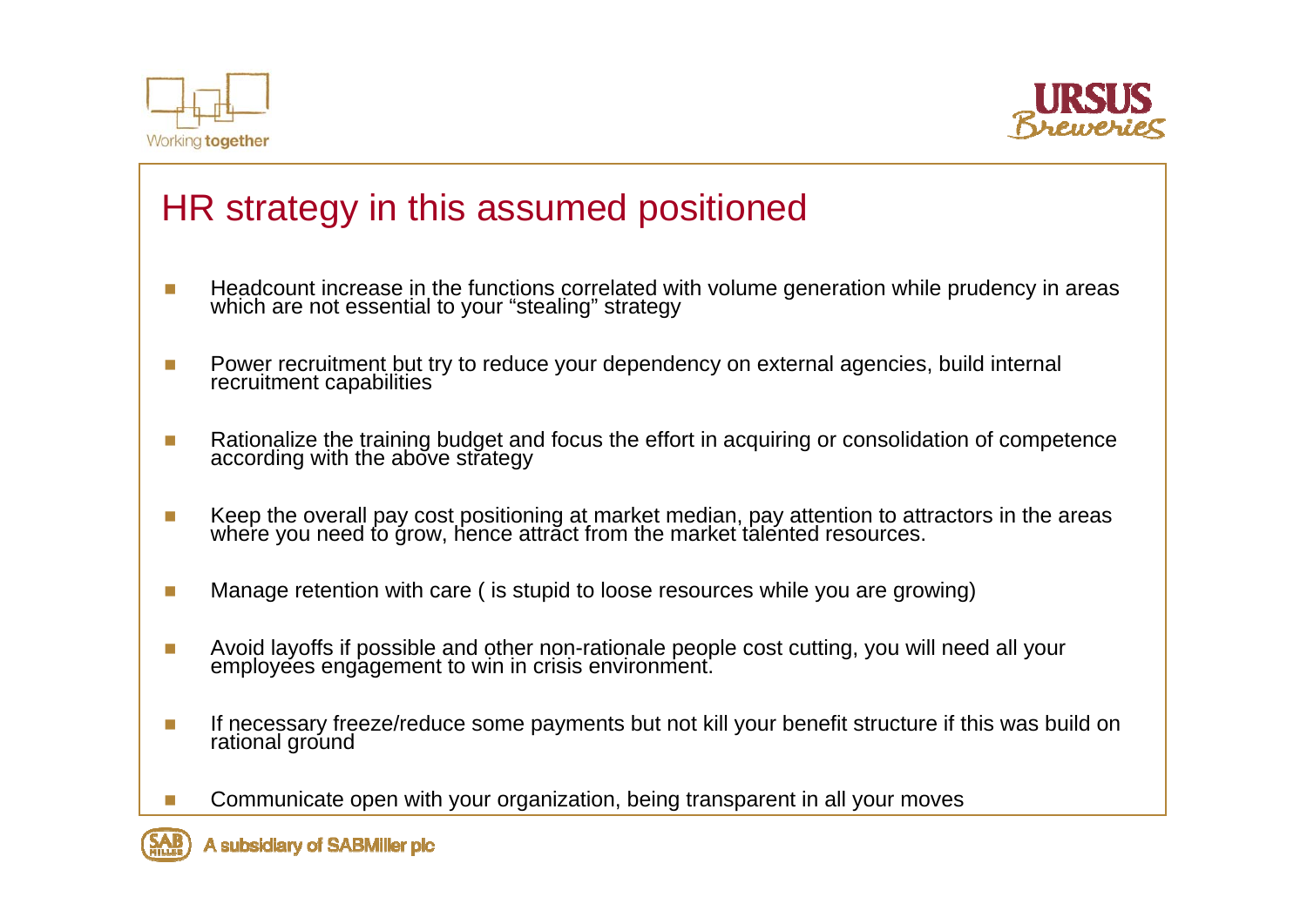# HR strategy in this assumed positioned

- Headcount increase in the functions correlated with volume generation while prudency in areas which are not essential to your “stealing” strategy
- Power recruitment but try to reduce your dependency on external agencies, build internal recruitment capabilities
- Rationalize the training budget and focus the effort in acquiring or consolidation of competence according with the above strategy
- Keep the overall pay cost positioning at market median, pay attention to attractors in the areas where you need to grow, hence attract from the market talented resources.
- Manage retention with care ( is stupid to loose resources while you are growing)
- Avoid layoffs if possible and other non-rationale people cost cutting, you will need all your employees engagement to win in crisis environment.
- If necessary freeze/reduce some payments but not kill your benefit structure if this was build on rational ground
- Communicate open with your organization, being transparent in all your moves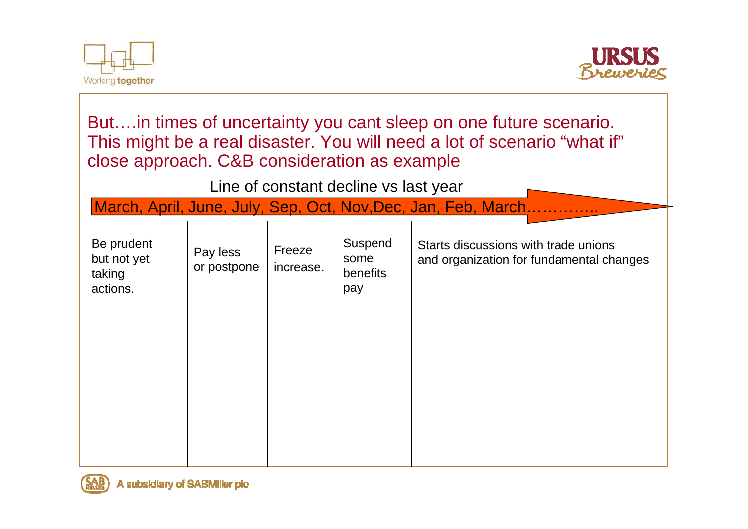But….in times of uncertainty you cant sleep on one future scenario. This might be a real disaster. You will need a lot of scenario "what if" close approach. C&B consideration as example

Line of constant decline vs last year

March, April, June, July, Sep, Oct, Nov,Dec, Jan, Feb, March…………..

| Be prudent but not yet taking actions. | Pay less or postpone | Freeze increase. | Suspend some benefits pay | Starts discussions with trade unions and organization for fundamental changes |
|---|---|---|---|---|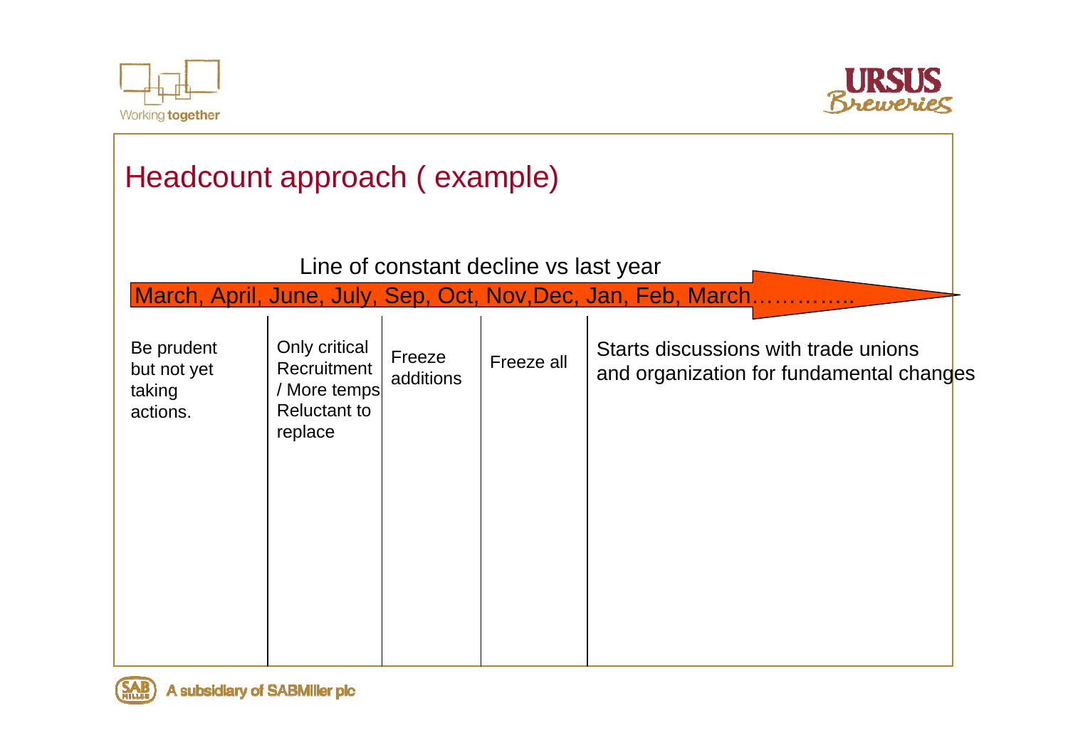# Headcount approach ( example)

Line of constant decline vs last year

March, April, June, July, Sep, Oct, Nov,Dec, Jan, Feb, March…………..

| Be prudent but not yet taking actions. | Only critical Recruitment / More temps Reluctant to replace | Freeze additions | Freeze all | Starts discussions with trade unions and organization for fundamental changes |
|---|---|---|---|---|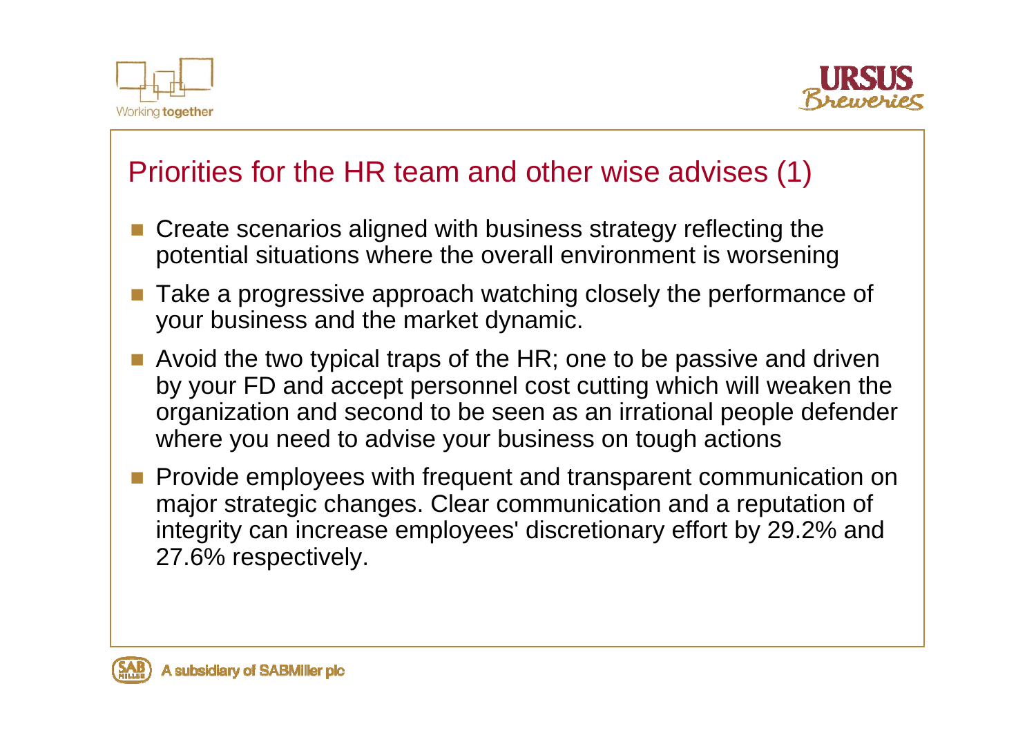## Priorities for the HR team and other wise advises (1)

- Create scenarios aligned with business strategy reflecting the potential situations where the overall environment is worsening
- Take a progressive approach watching closely the performance of your business and the market dynamic.
- Avoid the two typical traps of the HR; one to be passive and driven by your FD and accept personnel cost cutting which will weaken the organization and second to be seen as an irrational people defender where you need to advise your business on tough actions
- Provide employees with frequent and transparent communication on major strategic changes. Clear communication and a reputation of integrity can increase employees' discretionary effort by 29.2% and 27.6% respectively.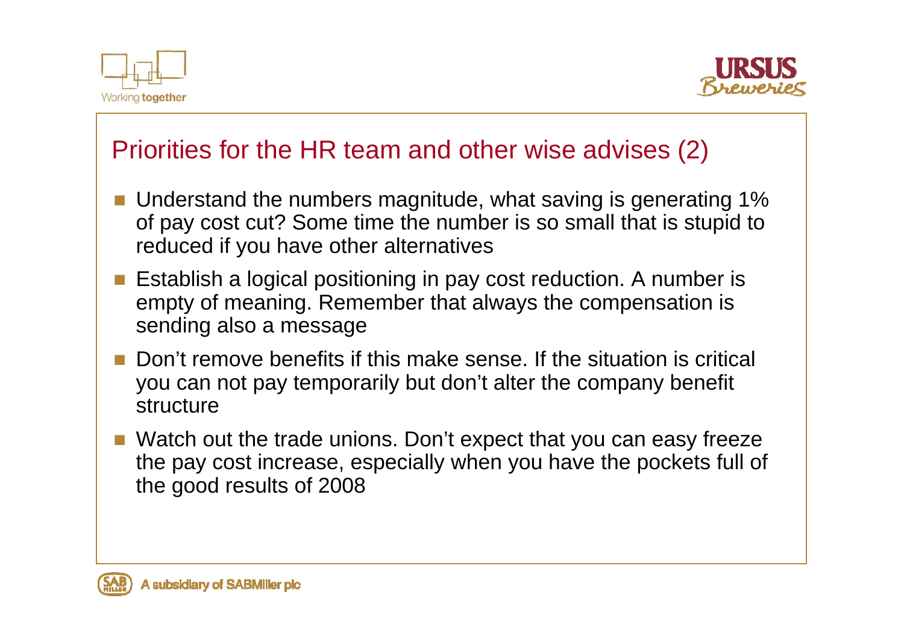## Priorities for the HR team and other wise advises (2)

- Understand the numbers magnitude, what saving is generating 1% of pay cost cut? Some time the number is so small that is stupid to reduced if you have other alternatives
- Establish a logical positioning in pay cost reduction. A number is empty of meaning. Remember that always the compensation is sending also a message
- Don't remove benefits if this make sense. If the situation is critical you can not pay temporarily but don't alter the company benefit structure
- Watch out the trade unions. Don't expect that you can easy freeze the pay cost increase, especially when you have the pockets full of the good results of 2008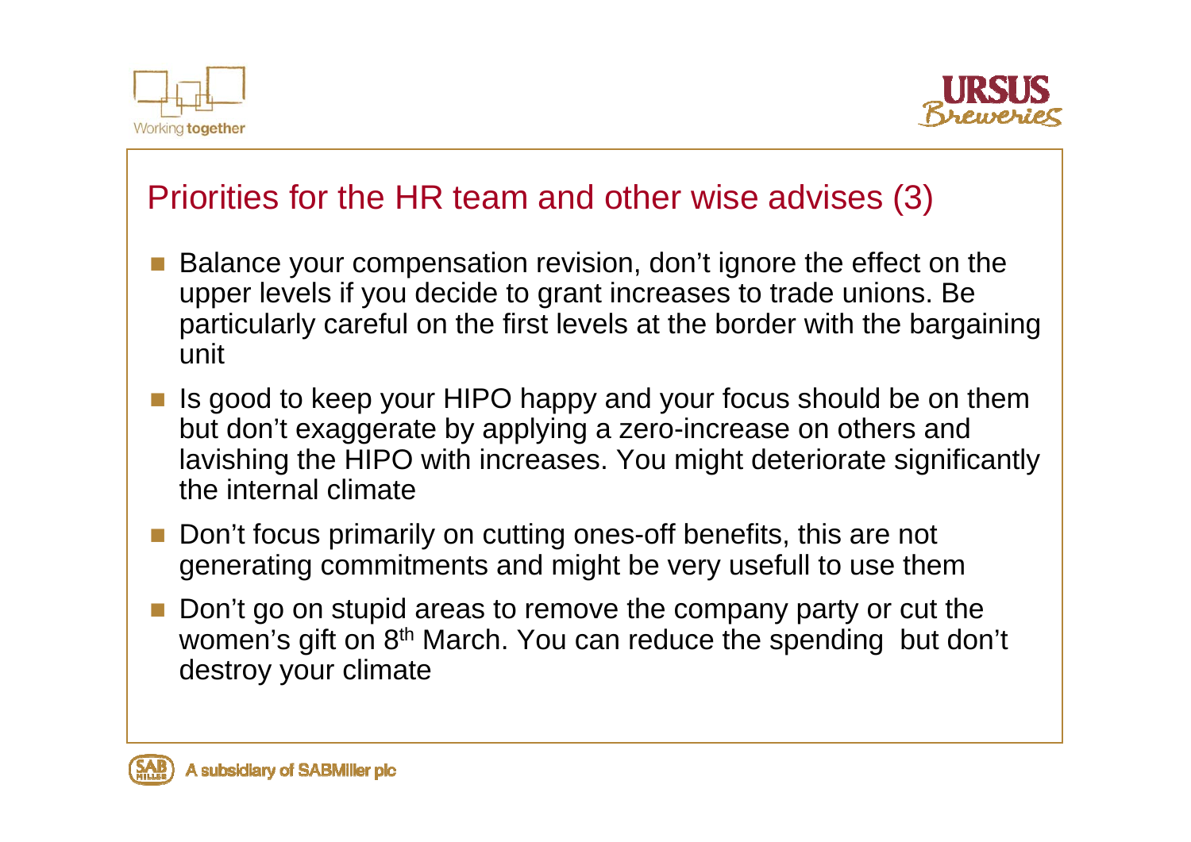## Priorities for the HR team and other wise advises (3)

- Balance your compensation revision, don't ignore the effect on the upper levels if you decide to grant increases to trade unions. Be particularly careful on the first levels at the border with the bargaining unit
- Is good to keep your HIPO happy and your focus should be on them but don't exaggerate by applying a zero-increase on others and lavishing the HIPO with increases. You might deteriorate significantly the internal climate
- Don't focus primarily on cutting ones-off benefits, this are not generating commitments and might be very usefull to use them
- Don't go on stupid areas to remove the company party or cut the women's gift on 8th March. You can reduce the spending but don't destroy your climate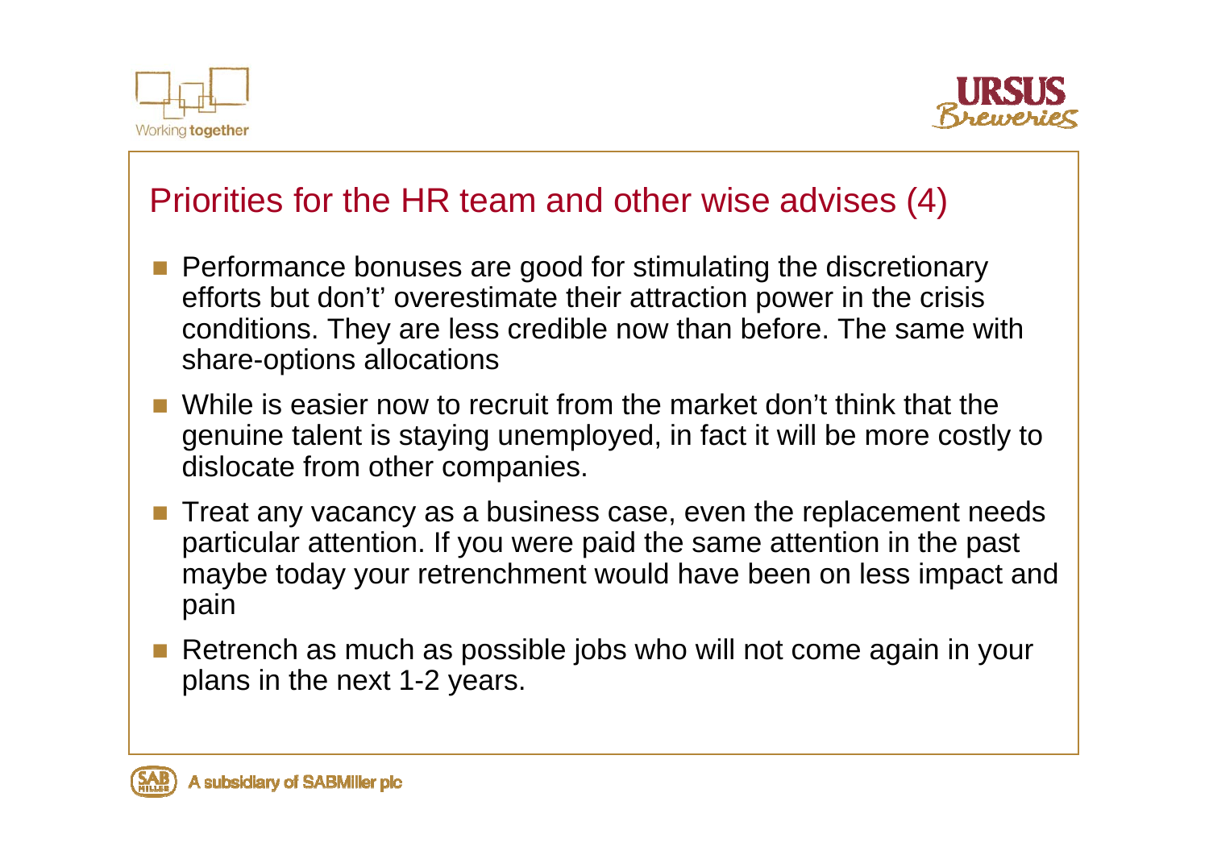## Priorities for the HR team and other wise advises (4)

- Performance bonuses are good for stimulating the discretionary efforts but don't' overestimate their attraction power in the crisis conditions. They are less credible now than before. The same with share-options allocations
- While is easier now to recruit from the market don't think that the genuine talent is staying unemployed, in fact it will be more costly to dislocate from other companies.
- Treat any vacancy as a business case, even the replacement needs particular attention. If you were paid the same attention in the past maybe today your retrenchment would have been on less impact and pain
- Retrench as much as possible jobs who will not come again in your plans in the next 1-2 years.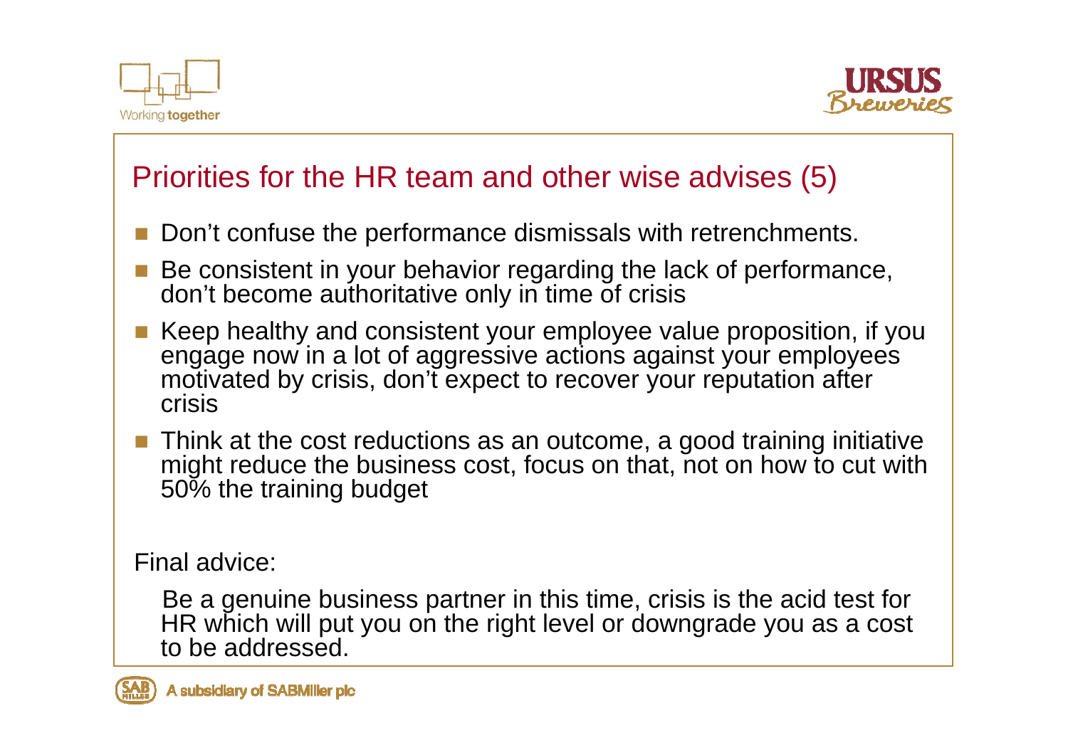## Priorities for the HR team and other wise advises (5)

- Don't confuse the performance dismissals with retrenchments.
- Be consistent in your behavior regarding the lack of performance, don't become authoritative only in time of crisis
- Keep healthy and consistent your employee value proposition, if you engage now in a lot of aggressive actions against your employees motivated by crisis, don't expect to recover your reputation after crisis
- Think at the cost reductions as an outcome, a good training initiative might reduce the business cost, focus on that, not on how to cut with 50% the training budget

Final advice:

Be a genuine business partner in this time, crisis is the acid test for HR which will put you on the right level or downgrade you as a cost to be addressed.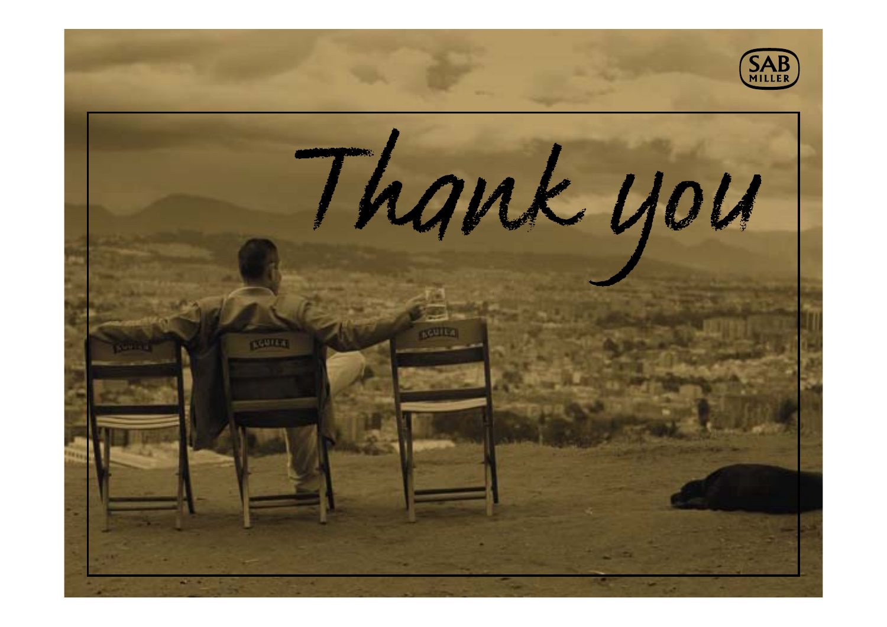# Thank you